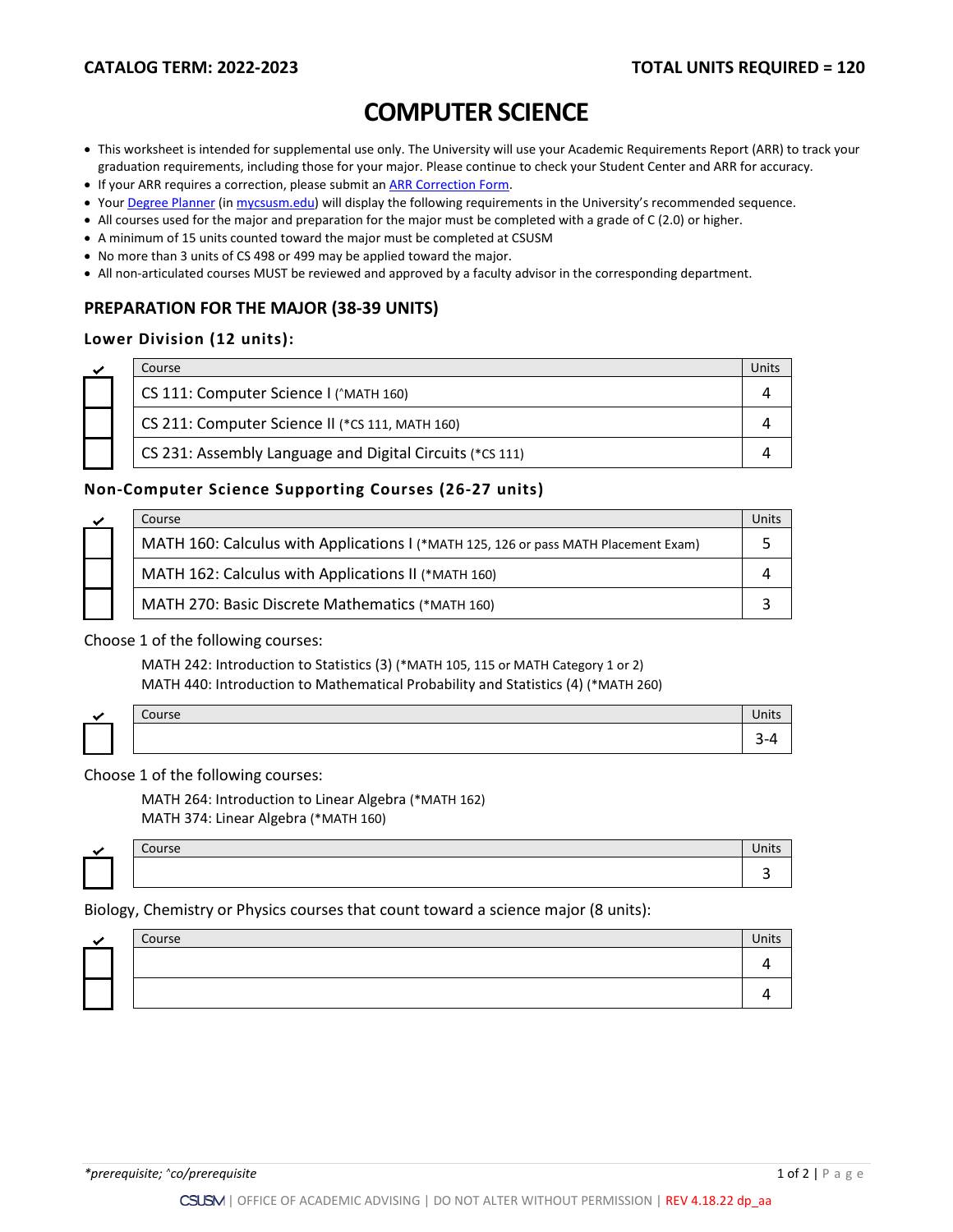**CATALOG TERM: 2022-2023** | **TOTAL UNITS REQUIRED = 120**

# COMPUTER SCIENCE

- This worksheet is intended for supplemental use only. The University will use your Academic Requirements Report (ARR) to track your graduation requirements, including those for your major. Please continue to check your Student Center and ARR for accuracy.
- If your ARR requires a correction, please submit an ARR Correction Form.
- Your Degree Planner (in mycsusm.edu) will display the following requirements in the University's recommended sequence.
- All courses used for the major and preparation for the major must be completed with a grade of C (2.0) or higher.
- A minimum of 15 units counted toward the major must be completed at CSUSM
- No more than 3 units of CS 498 or 499 may be applied toward the major.
- All non-articulated courses MUST be reviewed and approved by a faculty advisor in the corresponding department.

## PREPARATION FOR THE MAJOR (38-39 UNITS)

### Lower Division (12 units):

| ✔ | Course | Units |
|---|---|---|
| ☐ | CS 111: Computer Science I (^MATH 160) | 4 |
| ☐ | CS 211: Computer Science II (*CS 111, MATH 160) | 4 |
| ☐ | CS 231: Assembly Language and Digital Circuits (*CS 111) | 4 |

### Non-Computer Science Supporting Courses (26-27 units)

| ✔ | Course | Units |
|---|---|---|
| ☐ | MATH 160: Calculus with Applications I (*MATH 125, 126 or pass MATH Placement Exam) | 5 |
| ☐ | MATH 162: Calculus with Applications II (*MATH 160) | 4 |
| ☐ | MATH 270: Basic Discrete Mathematics (*MATH 160) | 3 |

Choose 1 of the following courses:

MATH 242: Introduction to Statistics (3) (*MATH 105, 115 or MATH Category 1 or 2)
MATH 440: Introduction to Mathematical Probability and Statistics (4) (*MATH 260)

| ✔ | Course | Units |
|---|---|---|
| ☐ | | 3-4 |

Choose 1 of the following courses:

MATH 264: Introduction to Linear Algebra (*MATH 162)
MATH 374: Linear Algebra (*MATH 160)

| ✔ | Course | Units |
|---|---|---|
| ☐ | | 3 |

Biology, Chemistry or Physics courses that count toward a science major (8 units):

| ✔ | Course | Units |
|---|---|---|
| ☐ | | 4 |
| ☐ | | 4 |

*\*prerequisite; ^co/prerequisite*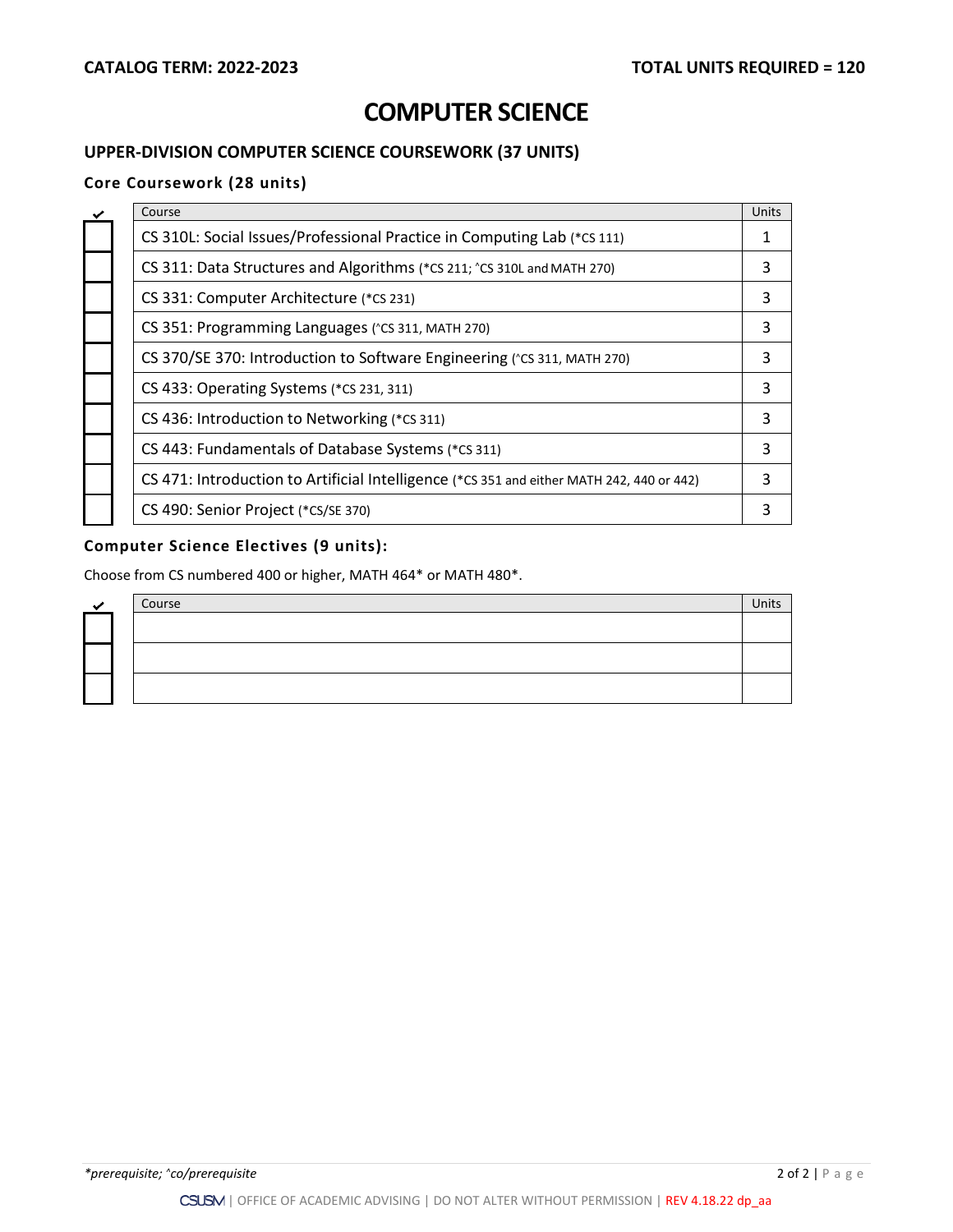**CATALOG TERM: 2022-2023** **TOTAL UNITS REQUIRED = 120**

# COMPUTER SCIENCE

## UPPER-DIVISION COMPUTER SCIENCE COURSEWORK (37 UNITS)

### Core Coursework (28 units)

| ✔ | Course | Units |
|---|---|---|
| | CS 310L: Social Issues/Professional Practice in Computing Lab (*CS 111) | 1 |
| | CS 311: Data Structures and Algorithms (*CS 211; ^CS 310L and MATH 270) | 3 |
| | CS 331: Computer Architecture (*CS 231) | 3 |
| | CS 351: Programming Languages (^CS 311, MATH 270) | 3 |
| | CS 370/SE 370: Introduction to Software Engineering (^CS 311, MATH 270) | 3 |
| | CS 433: Operating Systems (*CS 231, 311) | 3 |
| | CS 436: Introduction to Networking (*CS 311) | 3 |
| | CS 443: Fundamentals of Database Systems (*CS 311) | 3 |
| | CS 471: Introduction to Artificial Intelligence (*CS 351 and either MATH 242, 440 or 442) | 3 |
| | CS 490: Senior Project (*CS/SE 370) | 3 |

### Computer Science Electives (9 units):

Choose from CS numbered 400 or higher, MATH 464* or MATH 480*.

| ✔ | Course | Units |
|---|---|---|
| | | |
| | | |
| | | |

*\*prerequisite; ^co/prerequisite*

CSUSM | OFFICE OF ACADEMIC ADVISING | DO NOT ALTER WITHOUT PERMISSION | REV 4.18.22 dp_aa